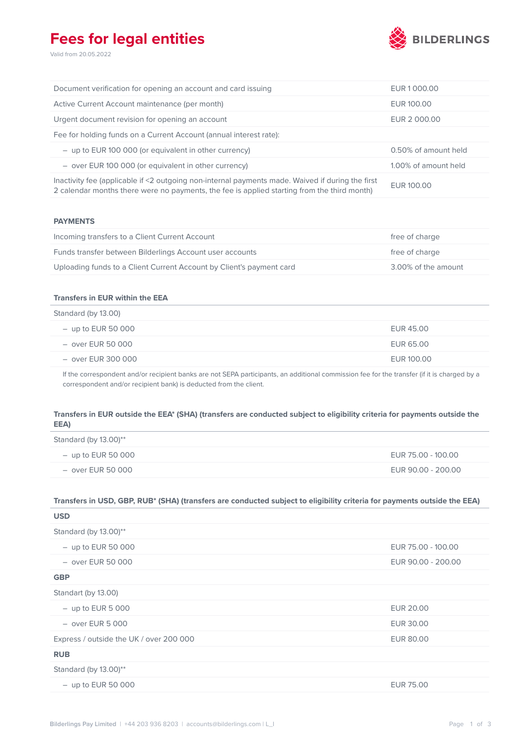# Fees for legal entities

Valid from 20.05.2022

BILDERLINGS

| | |
|---|---|
| Document verification for opening an account and card issuing | EUR 1 000.00 |
| Active Current Account maintenance (per month) | EUR 100.00 |
| Urgent document revision for opening an account | EUR 2 000.00 |
| Fee for holding funds on a Current Account (annual interest rate): | |
| – up to EUR 100 000 (or equivalent in other currency) | 0.50% of amount held |
| – over EUR 100 000 (or equivalent in other currency) | 1.00% of amount held |
| Inactivity fee (applicable if <2 outgoing non-internal payments made. Waived if during the first 2 calendar months there were no payments, the fee is applied starting from the third month) | EUR 100.00 |

## PAYMENTS

| | |
|---|---|
| Incoming transfers to a Client Current Account | free of charge |
| Funds transfer between Bilderlings Account user accounts | free of charge |
| Uploading funds to a Client Current Account by Client's payment card | 3.00% of the amount |

### Transfers in EUR within the EEA

| | |
|---|---|
| Standard (by 13.00) | |
| – up to EUR 50 000 | EUR 45.00 |
| – over EUR 50 000 | EUR 65.00 |
| – over EUR 300 000 | EUR 100.00 |

If the correspondent and/or recipient banks are not SEPA participants, an additional commission fee for the transfer (if it is charged by a correspondent and/or recipient bank) is deducted from the client.

### Transfers in EUR outside the EEA* (SHA) (transfers are conducted subject to eligibility criteria for payments outside the EEA)

| | |
|---|---|
| Standard (by 13.00)** | |
| – up to EUR 50 000 | EUR 75.00 - 100.00 |
| – over EUR 50 000 | EUR 90.00 - 200.00 |

### Transfers in USD, GBP, RUB* (SHA) (transfers are conducted subject to eligibility criteria for payments outside the EEA)

| | |
|---|---|
| **USD** | |
| Standard (by 13.00)** | |
| – up to EUR 50 000 | EUR 75.00 - 100.00 |
| – over EUR 50 000 | EUR 90.00 - 200.00 |
| **GBP** | |
| Standart (by 13.00) | |
| – up to EUR 5 000 | EUR 20.00 |
| – over EUR 5 000 | EUR 30.00 |
| Express / outside the UK / over 200 000 | EUR 80.00 |
| **RUB** | |
| Standard (by 13.00)** | |
| – up to EUR 50 000 | EUR 75.00 |

Bilderlings Pay Limited | +44 203 936 8203 | accounts@bilderlings.com | L_I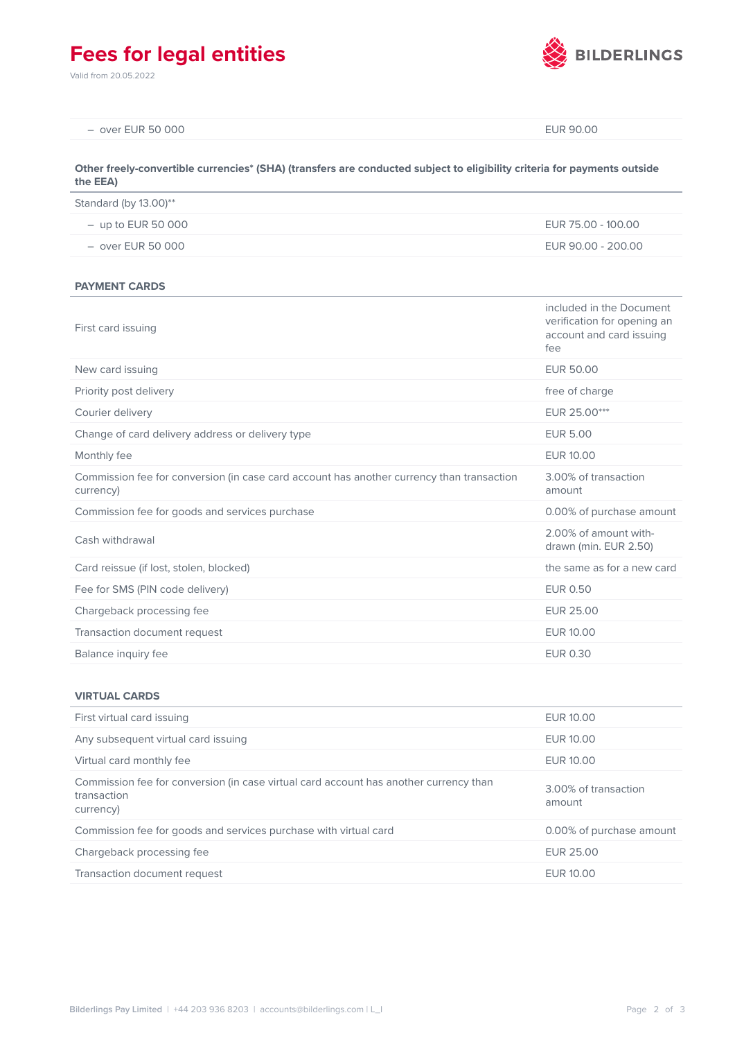| | |
|---|---|
| – over EUR 50 000 | EUR 90.00 |

**Other freely-convertible currencies* (SHA) (transfers are conducted subject to eligibility criteria for payments outside the EEA)**

| | |
|---|---|
| Standard (by 13.00)** | |
| – up to EUR 50 000 | EUR 75.00 - 100.00 |
| – over EUR 50 000 | EUR 90.00 - 200.00 |

**PAYMENT CARDS**

| | |
|---|---|
| First card issuing | included in the Document verification for opening an account and card issuing fee |
| New card issuing | EUR 50.00 |
| Priority post delivery | free of charge |
| Courier delivery | EUR 25.00*** |
| Change of card delivery address or delivery type | EUR 5.00 |
| Monthly fee | EUR 10.00 |
| Commission fee for conversion (in case card account has another currency than transaction currency) | 3.00% of transaction amount |
| Commission fee for goods and services purchase | 0.00% of purchase amount |
| Cash withdrawal | 2.00% of amount withdrawn (min. EUR 2.50) |
| Card reissue (if lost, stolen, blocked) | the same as for a new card |
| Fee for SMS (PIN code delivery) | EUR 0.50 |
| Chargeback processing fee | EUR 25.00 |
| Transaction document request | EUR 10.00 |
| Balance inquiry fee | EUR 0.30 |

**VIRTUAL CARDS**

| | |
|---|---|
| First virtual card issuing | EUR 10.00 |
| Any subsequent virtual card issuing | EUR 10.00 |
| Virtual card monthly fee | EUR 10.00 |
| Commission fee for conversion (in case virtual card account has another currency than transaction currency) | 3.00% of transaction amount |
| Commission fee for goods and services purchase with virtual card | 0.00% of purchase amount |
| Chargeback processing fee | EUR 25.00 |
| Transaction document request | EUR 10.00 |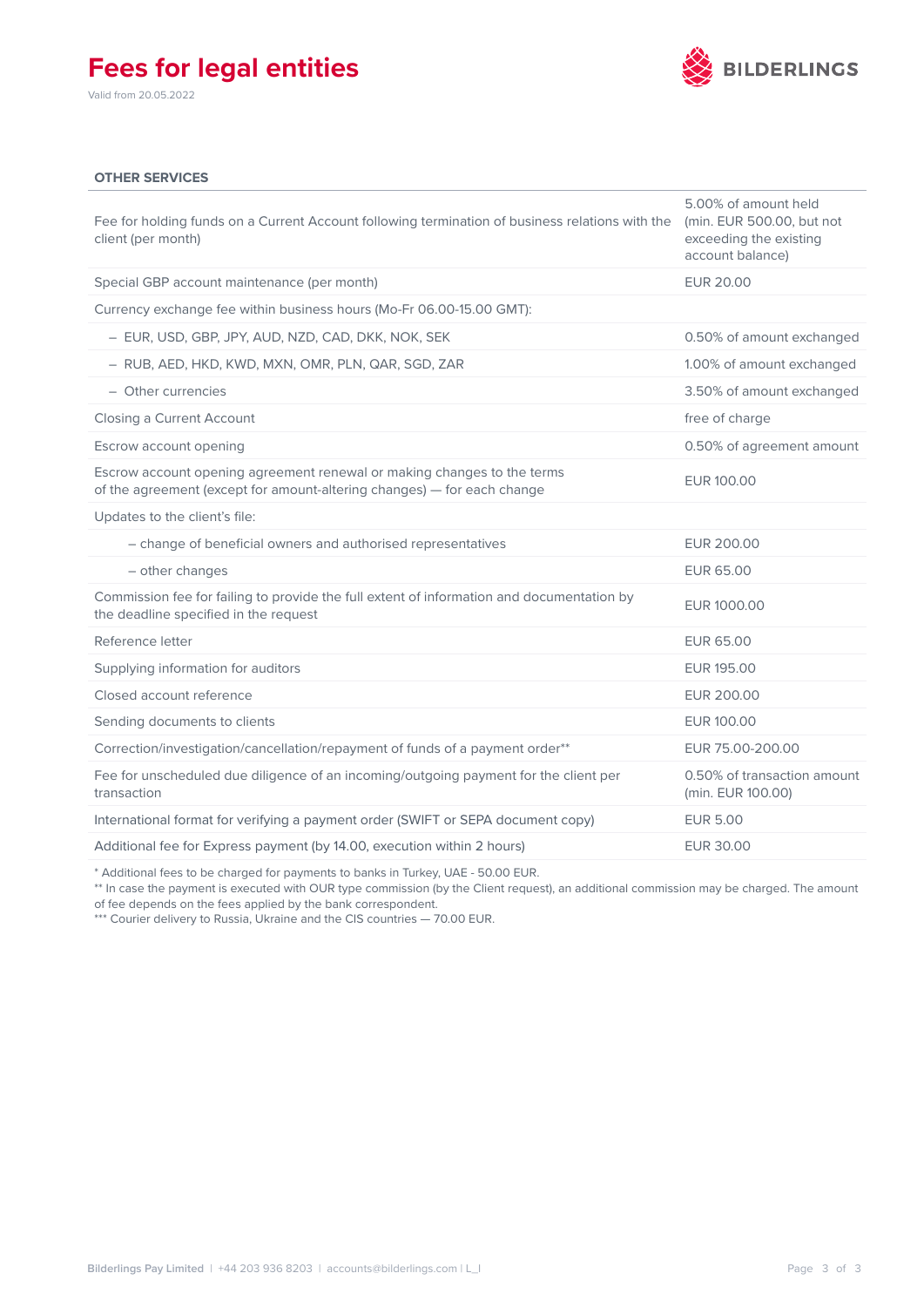# Fees for legal entities

Valid from 20.05.2022

### OTHER SERVICES

| | |
|---|---|
| Fee for holding funds on a Current Account following termination of business relations with the client (per month) | 5.00% of amount held (min. EUR 500.00, but not exceeding the existing account balance) |
| Special GBP account maintenance (per month) | EUR 20.00 |
| Currency exchange fee within business hours (Mo-Fr 06.00-15.00 GMT): | |
| – EUR, USD, GBP, JPY, AUD, NZD, CAD, DKK, NOK, SEK | 0.50% of amount exchanged |
| – RUB, AED, HKD, KWD, MXN, OMR, PLN, QAR, SGD, ZAR | 1.00% of amount exchanged |
| – Other currencies | 3.50% of amount exchanged |
| Closing a Current Account | free of charge |
| Escrow account opening | 0.50% of agreement amount |
| Escrow account opening agreement renewal or making changes to the terms of the agreement (except for amount-altering changes) — for each change | EUR 100.00 |
| Updates to the client's file: | |
| – change of beneficial owners and authorised representatives | EUR 200.00 |
| – other changes | EUR 65.00 |
| Commission fee for failing to provide the full extent of information and documentation by the deadline specified in the request | EUR 1000.00 |
| Reference letter | EUR 65.00 |
| Supplying information for auditors | EUR 195.00 |
| Closed account reference | EUR 200.00 |
| Sending documents to clients | EUR 100.00 |
| Correction/investigation/cancellation/repayment of funds of a payment order** | EUR 75.00-200.00 |
| Fee for unscheduled due diligence of an incoming/outgoing payment for the client per transaction | 0.50% of transaction amount (min. EUR 100.00) |
| International format for verifying a payment order (SWIFT or SEPA document copy) | EUR 5.00 |
| Additional fee for Express payment (by 14.00, execution within 2 hours) | EUR 30.00 |

* Additional fees to be charged for payments to banks in Turkey, UAE - 50.00 EUR.

** In case the payment is executed with OUR type commission (by the Client request), an additional commission may be charged. The amount of fee depends on the fees applied by the bank correspondent.

*** Courier delivery to Russia, Ukraine and the CIS countries — 70.00 EUR.

Bilderlings Pay Limited | +44 203 936 8203 | accounts@bilderlings.com | L_I